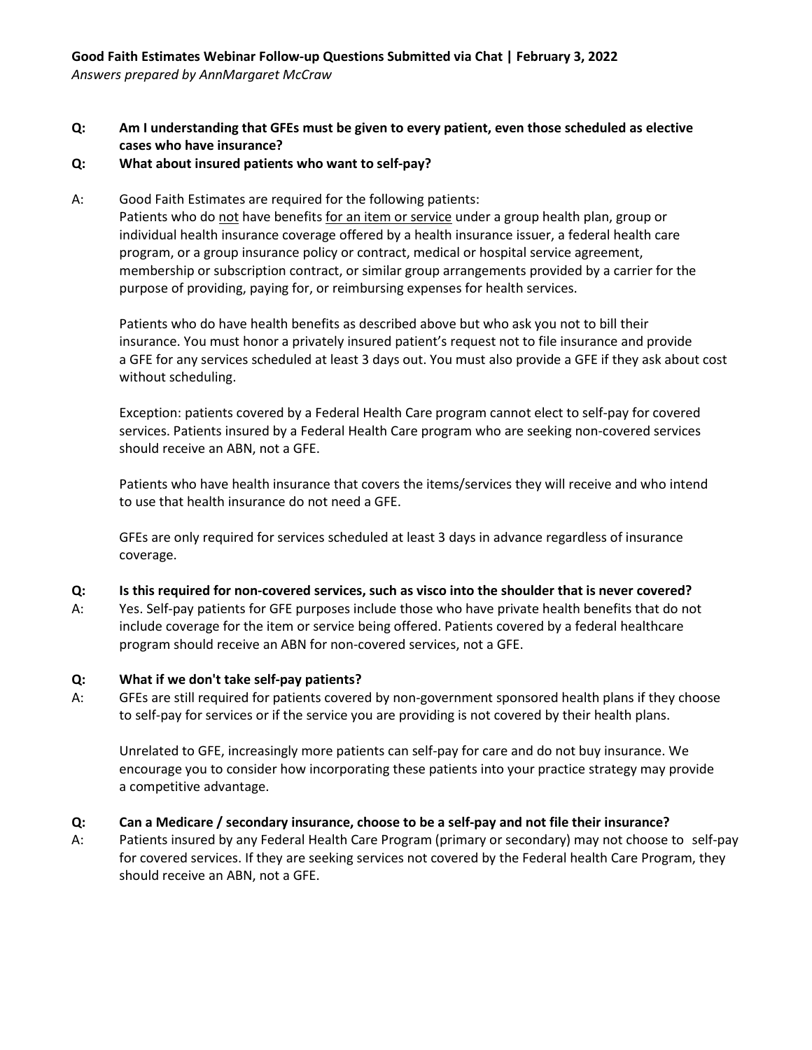**Good Faith Estimates Webinar Follow-up Questions Submitted via Chat | February 3, 2022**
*Answers prepared by AnnMargaret McCraw*

**Q: Am I understanding that GFEs must be given to every patient, even those scheduled as elective cases who have insurance?**

**Q: What about insured patients who want to self-pay?**

A: Good Faith Estimates are required for the following patients:
Patients who do <u>not</u> have benefits <u>for an item or service</u> under a group health plan, group or individual health insurance coverage offered by a health insurance issuer, a federal health care program, or a group insurance policy or contract, medical or hospital service agreement, membership or subscription contract, or similar group arrangements provided by a carrier for the purpose of providing, paying for, or reimbursing expenses for health services.

Patients who do have health benefits as described above but who ask you not to bill their insurance. You must honor a privately insured patient's request not to file insurance and provide a GFE for any services scheduled at least 3 days out. You must also provide a GFE if they ask about cost without scheduling.

Exception: patients covered by a Federal Health Care program cannot elect to self-pay for covered services. Patients insured by a Federal Health Care program who are seeking non-covered services should receive an ABN, not a GFE.

Patients who have health insurance that covers the items/services they will receive and who intend to use that health insurance do not need a GFE.

GFEs are only required for services scheduled at least 3 days in advance regardless of insurance coverage.

**Q: Is this required for non-covered services, such as visco into the shoulder that is never covered?**

A: Yes. Self-pay patients for GFE purposes include those who have private health benefits that do not include coverage for the item or service being offered. Patients covered by a federal healthcare program should receive an ABN for non-covered services, not a GFE.

**Q: What if we don't take self-pay patients?**

A: GFEs are still required for patients covered by non-government sponsored health plans if they choose to self-pay for services or if the service you are providing is not covered by their health plans.

Unrelated to GFE, increasingly more patients can self-pay for care and do not buy insurance. We encourage you to consider how incorporating these patients into your practice strategy may provide a competitive advantage.

**Q: Can a Medicare / secondary insurance, choose to be a self-pay and not file their insurance?**

A: Patients insured by any Federal Health Care Program (primary or secondary) may not choose to self-pay for covered services. If they are seeking services not covered by the Federal health Care Program, they should receive an ABN, not a GFE.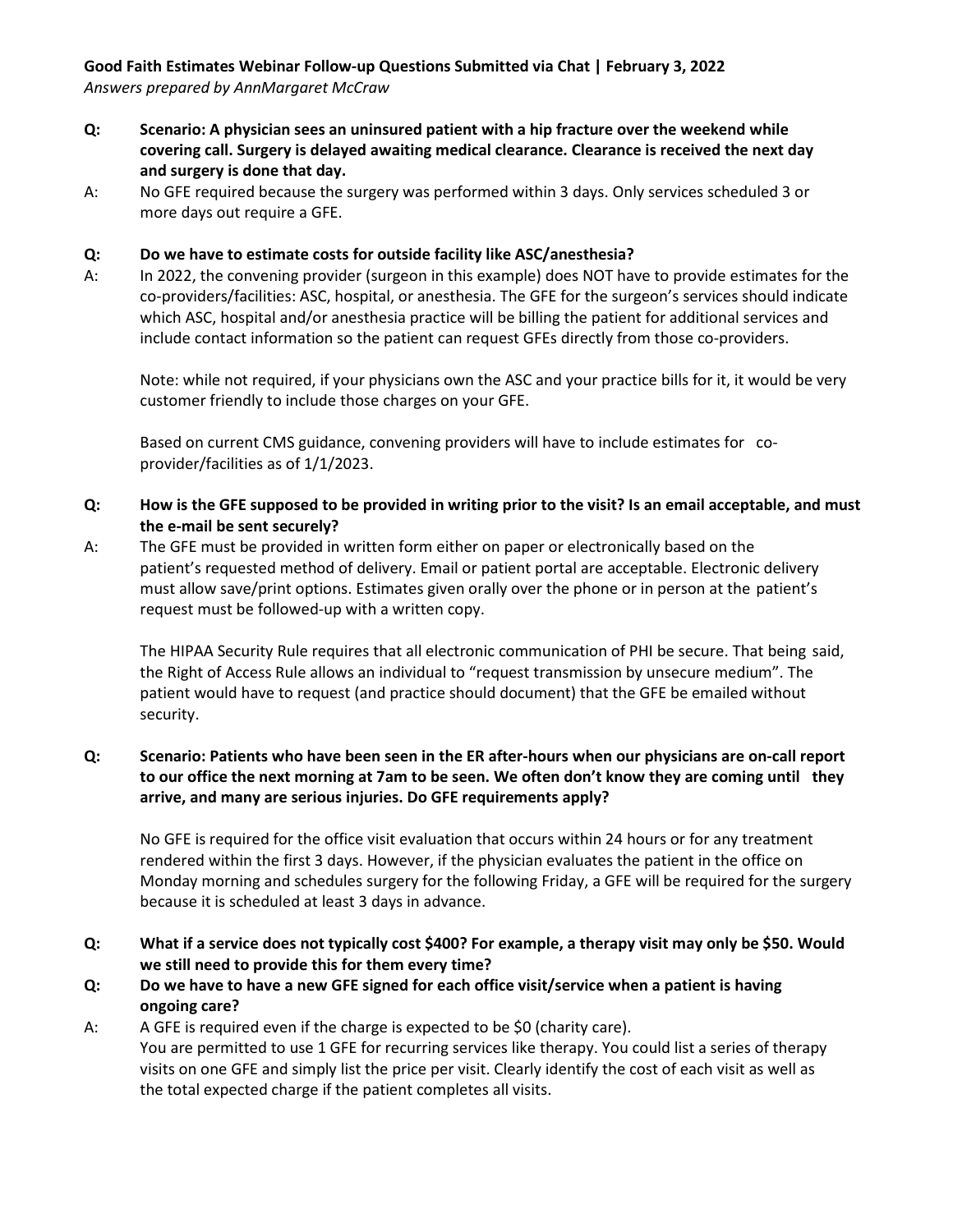**Good Faith Estimates Webinar Follow-up Questions Submitted via Chat | February 3, 2022**
*Answers prepared by AnnMargaret McCraw*

**Q: Scenario: A physician sees an uninsured patient with a hip fracture over the weekend while covering call. Surgery is delayed awaiting medical clearance. Clearance is received the next day and surgery is done that day.**

A: No GFE required because the surgery was performed within 3 days. Only services scheduled 3 or more days out require a GFE.

**Q: Do we have to estimate costs for outside facility like ASC/anesthesia?**

A: In 2022, the convening provider (surgeon in this example) does NOT have to provide estimates for the co-providers/facilities: ASC, hospital, or anesthesia. The GFE for the surgeon's services should indicate which ASC, hospital and/or anesthesia practice will be billing the patient for additional services and include contact information so the patient can request GFEs directly from those co-providers.

Note: while not required, if your physicians own the ASC and your practice bills for it, it would be very customer friendly to include those charges on your GFE.

Based on current CMS guidance, convening providers will have to include estimates for co-provider/facilities as of 1/1/2023.

**Q: How is the GFE supposed to be provided in writing prior to the visit? Is an email acceptable, and must the e-mail be sent securely?**

A: The GFE must be provided in written form either on paper or electronically based on the patient's requested method of delivery. Email or patient portal are acceptable. Electronic delivery must allow save/print options. Estimates given orally over the phone or in person at the patient's request must be followed-up with a written copy.

The HIPAA Security Rule requires that all electronic communication of PHI be secure. That being said, the Right of Access Rule allows an individual to "request transmission by unsecure medium". The patient would have to request (and practice should document) that the GFE be emailed without security.

**Q: Scenario: Patients who have been seen in the ER after-hours when our physicians are on-call report to our office the next morning at 7am to be seen. We often don't know they are coming until they arrive, and many are serious injuries. Do GFE requirements apply?**

No GFE is required for the office visit evaluation that occurs within 24 hours or for any treatment rendered within the first 3 days. However, if the physician evaluates the patient in the office on Monday morning and schedules surgery for the following Friday, a GFE will be required for the surgery because it is scheduled at least 3 days in advance.

**Q: What if a service does not typically cost $400? For example, a therapy visit may only be $50. Would we still need to provide this for them every time?**

**Q: Do we have to have a new GFE signed for each office visit/service when a patient is having ongoing care?**

A: A GFE is required even if the charge is expected to be $0 (charity care).
You are permitted to use 1 GFE for recurring services like therapy. You could list a series of therapy visits on one GFE and simply list the price per visit. Clearly identify the cost of each visit as well as the total expected charge if the patient completes all visits.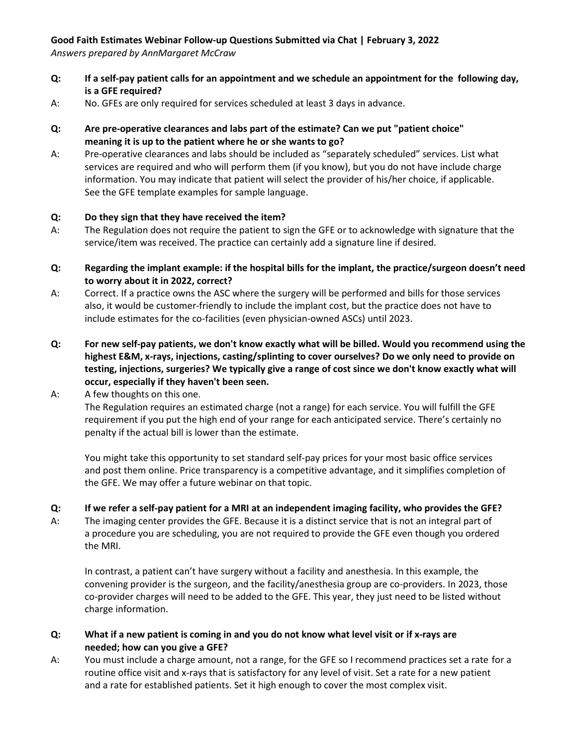**Good Faith Estimates Webinar Follow-up Questions Submitted via Chat | February 3, 2022**
*Answers prepared by AnnMargaret McCraw*

**Q: If a self-pay patient calls for an appointment and we schedule an appointment for the following day, is a GFE required?**

A: No. GFEs are only required for services scheduled at least 3 days in advance.

**Q: Are pre-operative clearances and labs part of the estimate? Can we put "patient choice" meaning it is up to the patient where he or she wants to go?**

A: Pre-operative clearances and labs should be included as "separately scheduled" services. List what services are required and who will perform them (if you know), but you do not have include charge information. You may indicate that patient will select the provider of his/her choice, if applicable. See the GFE template examples for sample language.

**Q: Do they sign that they have received the item?**

A: The Regulation does not require the patient to sign the GFE or to acknowledge with signature that the service/item was received. The practice can certainly add a signature line if desired.

**Q: Regarding the implant example: if the hospital bills for the implant, the practice/surgeon doesn't need to worry about it in 2022, correct?**

A: Correct. If a practice owns the ASC where the surgery will be performed and bills for those services also, it would be customer-friendly to include the implant cost, but the practice does not have to include estimates for the co-facilities (even physician-owned ASCs) until 2023.

**Q: For new self-pay patients, we don't know exactly what will be billed. Would you recommend using the highest E&M, x-rays, injections, casting/splinting to cover ourselves? Do we only need to provide on testing, injections, surgeries? We typically give a range of cost since we don't know exactly what will occur, especially if they haven't been seen.**

A: A few thoughts on this one.

The Regulation requires an estimated charge (not a range) for each service. You will fulfill the GFE requirement if you put the high end of your range for each anticipated service. There's certainly no penalty if the actual bill is lower than the estimate.

You might take this opportunity to set standard self-pay prices for your most basic office services and post them online. Price transparency is a competitive advantage, and it simplifies completion of the GFE. We may offer a future webinar on that topic.

**Q: If we refer a self-pay patient for a MRI at an independent imaging facility, who provides the GFE?**

A: The imaging center provides the GFE. Because it is a distinct service that is not an integral part of a procedure you are scheduling, you are not required to provide the GFE even though you ordered the MRI.

In contrast, a patient can't have surgery without a facility and anesthesia. In this example, the convening provider is the surgeon, and the facility/anesthesia group are co-providers. In 2023, those co-provider charges will need to be added to the GFE. This year, they just need to be listed without charge information.

**Q: What if a new patient is coming in and you do not know what level visit or if x-rays are needed; how can you give a GFE?**

A: You must include a charge amount, not a range, for the GFE so I recommend practices set a rate for a routine office visit and x-rays that is satisfactory for any level of visit. Set a rate for a new patient and a rate for established patients. Set it high enough to cover the most complex visit.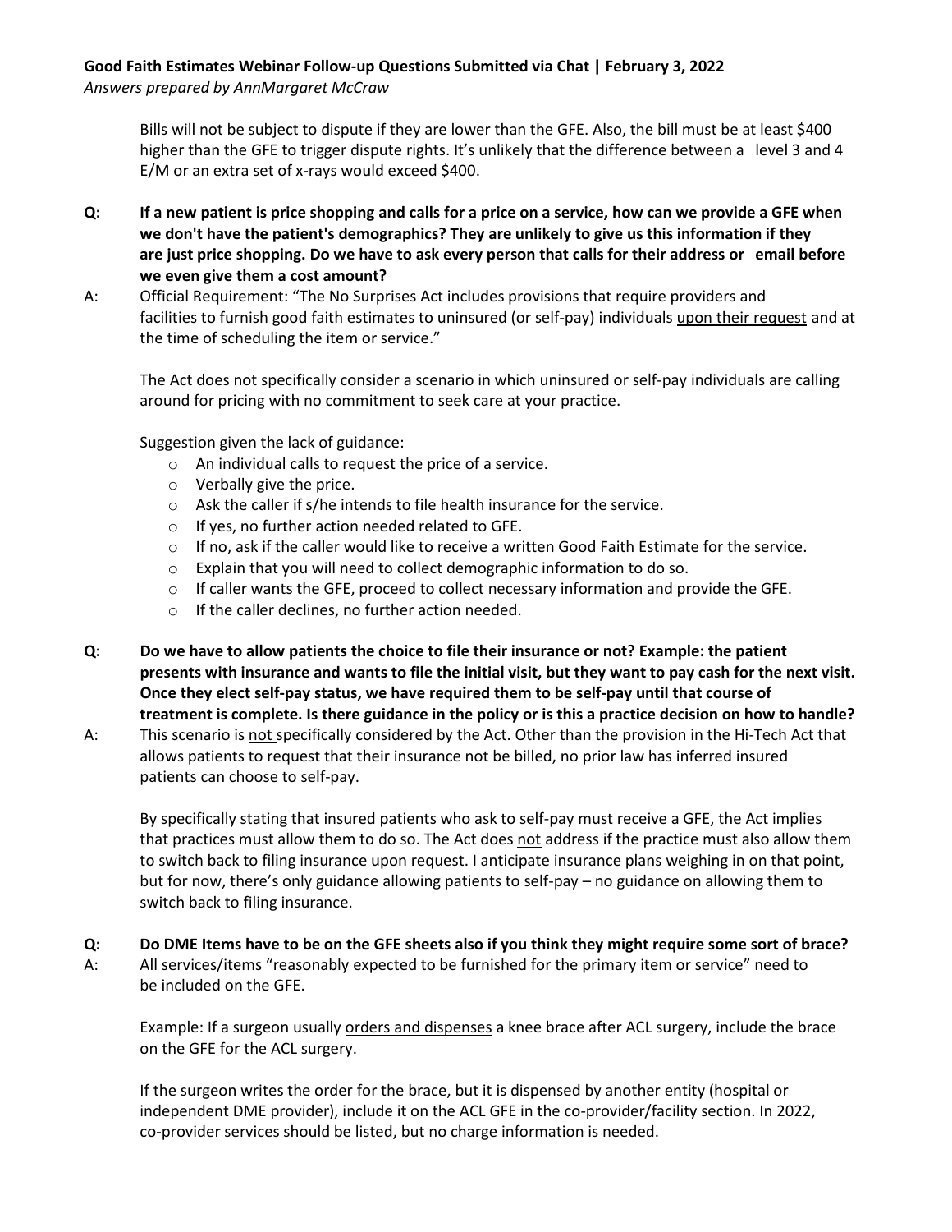Bills will not be subject to dispute if they are lower than the GFE. Also, the bill must be at least $400 higher than the GFE to trigger dispute rights. It's unlikely that the difference between a level 3 and 4 E/M or an extra set of x-rays would exceed $400.

**Q: If a new patient is price shopping and calls for a price on a service, how can we provide a GFE when we don't have the patient's demographics? They are unlikely to give us this information if they are just price shopping. Do we have to ask every person that calls for their address or email before we even give them a cost amount?**

A: Official Requirement: "The No Surprises Act includes provisions that require providers and facilities to furnish good faith estimates to uninsured (or self-pay) individuals <u>upon their request</u> and at the time of scheduling the item or service."

The Act does not specifically consider a scenario in which uninsured or self-pay individuals are calling around for pricing with no commitment to seek care at your practice.

Suggestion given the lack of guidance:

- An individual calls to request the price of a service.
- Verbally give the price.
- Ask the caller if s/he intends to file health insurance for the service.
- If yes, no further action needed related to GFE.
- If no, ask if the caller would like to receive a written Good Faith Estimate for the service.
- Explain that you will need to collect demographic information to do so.
- If caller wants the GFE, proceed to collect necessary information and provide the GFE.
- If the caller declines, no further action needed.

**Q: Do we have to allow patients the choice to file their insurance or not? Example: the patient presents with insurance and wants to file the initial visit, but they want to pay cash for the next visit. Once they elect self-pay status, we have required them to be self-pay until that course of treatment is complete. Is there guidance in the policy or is this a practice decision on how to handle?**

A: This scenario is <u>not</u> specifically considered by the Act. Other than the provision in the Hi-Tech Act that allows patients to request that their insurance not be billed, no prior law has inferred insured patients can choose to self-pay.

By specifically stating that insured patients who ask to self-pay must receive a GFE, the Act implies that practices must allow them to do so. The Act does <u>not</u> address if the practice must also allow them to switch back to filing insurance upon request. I anticipate insurance plans weighing in on that point, but for now, there's only guidance allowing patients to self-pay – no guidance on allowing them to switch back to filing insurance.

**Q: Do DME Items have to be on the GFE sheets also if you think they might require some sort of brace?**

A: All services/items "reasonably expected to be furnished for the primary item or service" need to be included on the GFE.

Example: If a surgeon usually <u>orders and dispenses</u> a knee brace after ACL surgery, include the brace on the GFE for the ACL surgery.

If the surgeon writes the order for the brace, but it is dispensed by another entity (hospital or independent DME provider), include it on the ACL GFE in the co-provider/facility section. In 2022, co-provider services should be listed, but no charge information is needed.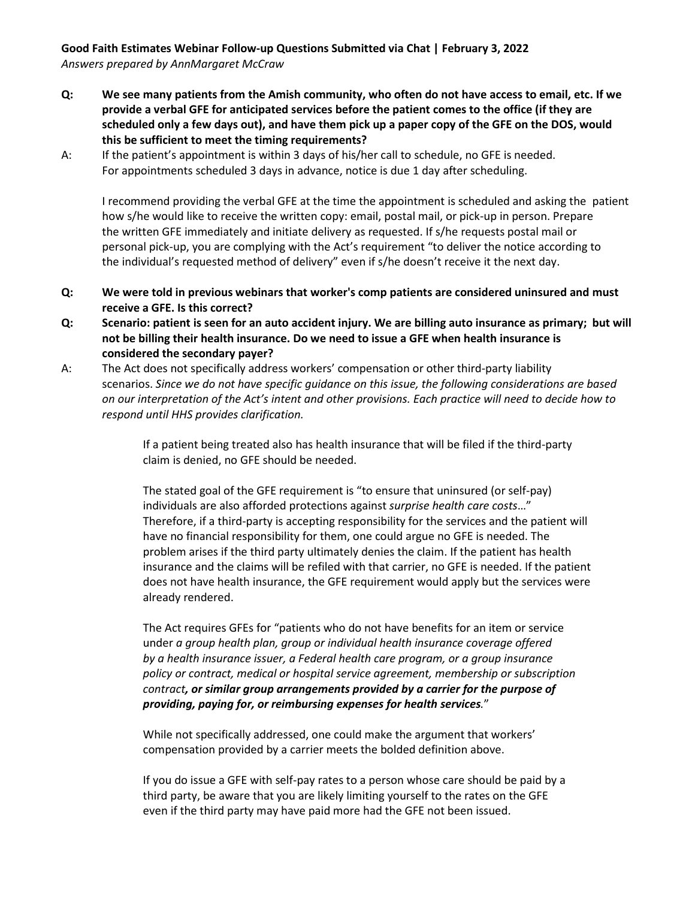**Good Faith Estimates Webinar Follow-up Questions Submitted via Chat | February 3, 2022**
*Answers prepared by AnnMargaret McCraw*

**Q: We see many patients from the Amish community, who often do not have access to email, etc. If we provide a verbal GFE for anticipated services before the patient comes to the office (if they are scheduled only a few days out), and have them pick up a paper copy of the GFE on the DOS, would this be sufficient to meet the timing requirements?**

A: If the patient's appointment is within 3 days of his/her call to schedule, no GFE is needed. For appointments scheduled 3 days in advance, notice is due 1 day after scheduling.

I recommend providing the verbal GFE at the time the appointment is scheduled and asking the patient how s/he would like to receive the written copy: email, postal mail, or pick-up in person. Prepare the written GFE immediately and initiate delivery as requested. If s/he requests postal mail or personal pick-up, you are complying with the Act's requirement "to deliver the notice according to the individual's requested method of delivery" even if s/he doesn't receive it the next day.

**Q: We were told in previous webinars that worker's comp patients are considered uninsured and must receive a GFE. Is this correct?**

**Q: Scenario: patient is seen for an auto accident injury. We are billing auto insurance as primary; but will not be billing their health insurance. Do we need to issue a GFE when health insurance is considered the secondary payer?**

A: The Act does not specifically address workers' compensation or other third-party liability scenarios. *Since we do not have specific guidance on this issue, the following considerations are based on our interpretation of the Act's intent and other provisions. Each practice will need to decide how to respond until HHS provides clarification.*

If a patient being treated also has health insurance that will be filed if the third-party claim is denied, no GFE should be needed.

The stated goal of the GFE requirement is "to ensure that uninsured (or self-pay) individuals are also afforded protections against *surprise health care costs*…" Therefore, if a third-party is accepting responsibility for the services and the patient will have no financial responsibility for them, one could argue no GFE is needed. The problem arises if the third party ultimately denies the claim. If the patient has health insurance and the claims will be refiled with that carrier, no GFE is needed. If the patient does not have health insurance, the GFE requirement would apply but the services were already rendered.

The Act requires GFEs for "patients who do not have benefits for an item or service under *a group health plan, group or individual health insurance coverage offered by a health insurance issuer, a Federal health care program, or a group insurance policy or contract, medical or hospital service agreement, membership or subscription contract**, or similar group arrangements provided by a carrier for the purpose of providing, paying for, or reimbursing expenses for health services**.*"

While not specifically addressed, one could make the argument that workers' compensation provided by a carrier meets the bolded definition above.

If you do issue a GFE with self-pay rates to a person whose care should be paid by a third party, be aware that you are likely limiting yourself to the rates on the GFE even if the third party may have paid more had the GFE not been issued.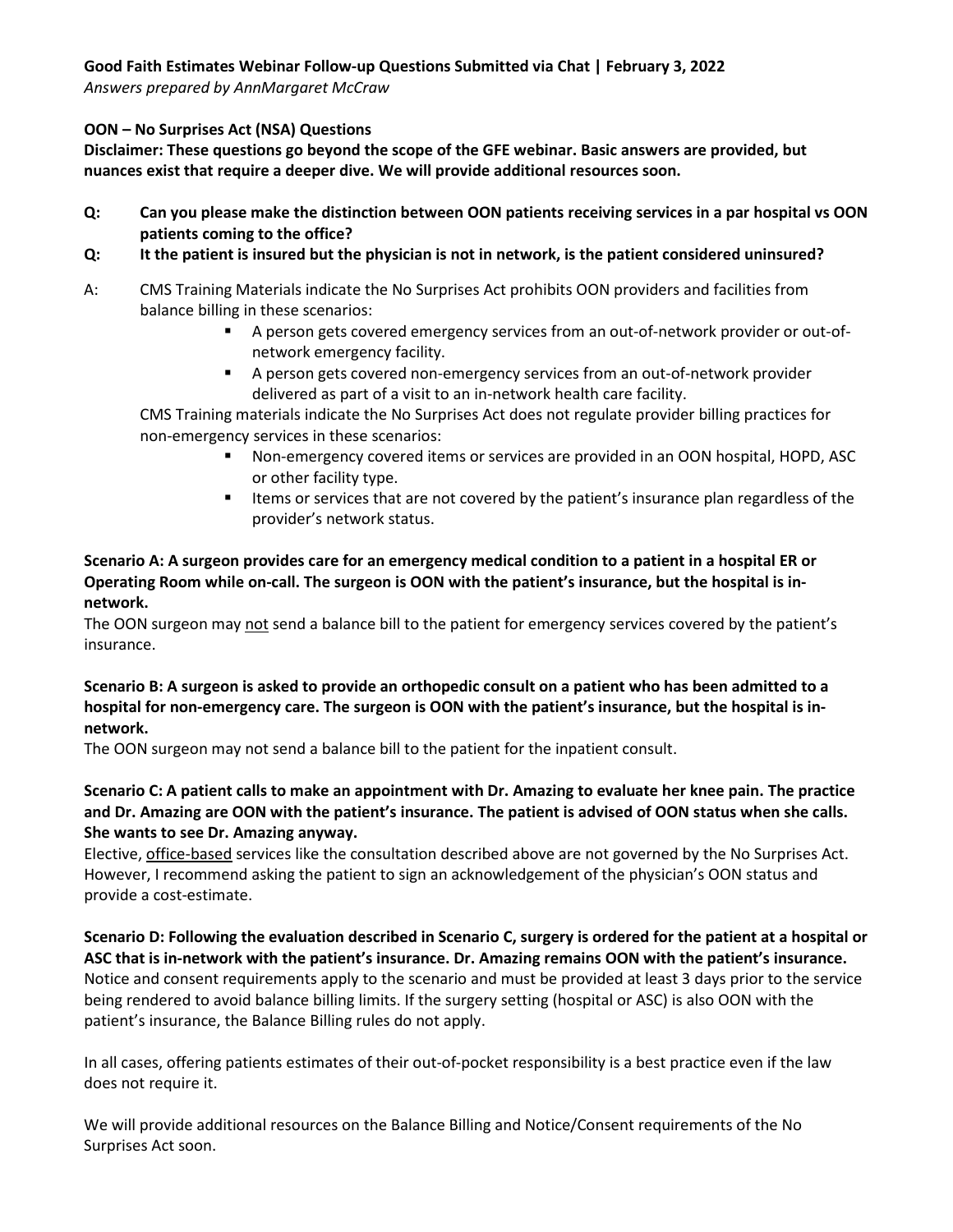**Good Faith Estimates Webinar Follow-up Questions Submitted via Chat | February 3, 2022**
*Answers prepared by AnnMargaret McCraw*

**OON – No Surprises Act (NSA) Questions**

**Disclaimer: These questions go beyond the scope of the GFE webinar. Basic answers are provided, but nuances exist that require a deeper dive. We will provide additional resources soon.**

**Q: Can you please make the distinction between OON patients receiving services in a par hospital vs OON patients coming to the office?**

**Q: It the patient is insured but the physician is not in network, is the patient considered uninsured?**

A: CMS Training Materials indicate the No Surprises Act prohibits OON providers and facilities from balance billing in these scenarios:

- A person gets covered emergency services from an out-of-network provider or out-of-network emergency facility.
- A person gets covered non-emergency services from an out-of-network provider delivered as part of a visit to an in-network health care facility.

CMS Training materials indicate the No Surprises Act does not regulate provider billing practices for non-emergency services in these scenarios:

- Non-emergency covered items or services are provided in an OON hospital, HOPD, ASC or other facility type.
- Items or services that are not covered by the patient's insurance plan regardless of the provider's network status.

**Scenario A: A surgeon provides care for an emergency medical condition to a patient in a hospital ER or Operating Room while on-call. The surgeon is OON with the patient's insurance, but the hospital is in-network.**

The OON surgeon may not send a balance bill to the patient for emergency services covered by the patient's insurance.

**Scenario B: A surgeon is asked to provide an orthopedic consult on a patient who has been admitted to a hospital for non-emergency care. The surgeon is OON with the patient's insurance, but the hospital is in-network.**

The OON surgeon may not send a balance bill to the patient for the inpatient consult.

**Scenario C: A patient calls to make an appointment with Dr. Amazing to evaluate her knee pain. The practice and Dr. Amazing are OON with the patient's insurance. The patient is advised of OON status when she calls. She wants to see Dr. Amazing anyway.**

Elective, office-based services like the consultation described above are not governed by the No Surprises Act. However, I recommend asking the patient to sign an acknowledgement of the physician's OON status and provide a cost-estimate.

**Scenario D: Following the evaluation described in Scenario C, surgery is ordered for the patient at a hospital or ASC that is in-network with the patient's insurance. Dr. Amazing remains OON with the patient's insurance.**

Notice and consent requirements apply to the scenario and must be provided at least 3 days prior to the service being rendered to avoid balance billing limits. If the surgery setting (hospital or ASC) is also OON with the patient's insurance, the Balance Billing rules do not apply.

In all cases, offering patients estimates of their out-of-pocket responsibility is a best practice even if the law does not require it.

We will provide additional resources on the Balance Billing and Notice/Consent requirements of the No Surprises Act soon.